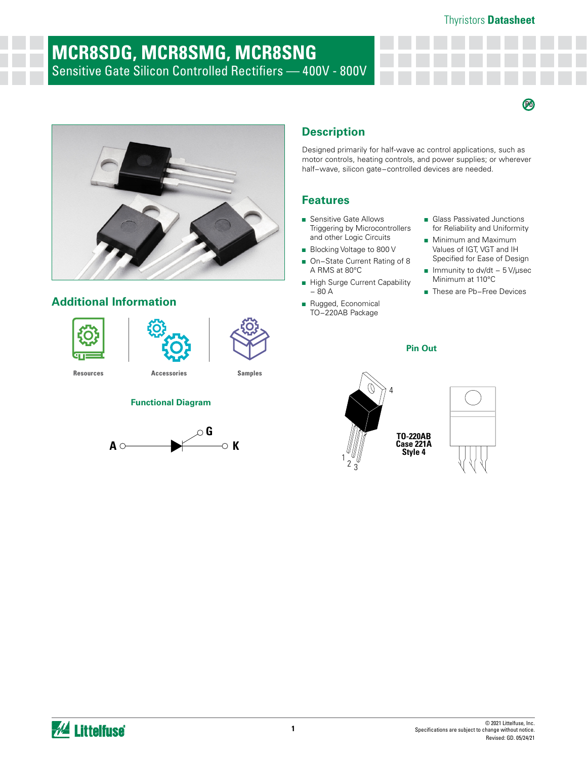# MCR8SDG, MCR8SMG, MCR8SNG

Sensitive Gate Silicon Controlled Rectifiers — 400V - 800V

## Description

Designed primarily for half-wave ac control applications, such as motor controls, heating controls, and power supplies; or wherever half−wave, silicon gate−controlled devices are needed.

## Features

- Sensitive Gate Allows Triggering by Microcontrollers and other Logic Circuits
- Blocking Voltage to 800 V
- On−State Current Rating of 8 A RMS at 80°C
- High Surge Current Capability – 80 A
- Rugged, Economical TO−220AB Package
- Glass Passivated Junctions for Reliability and Uniformity
- Minimum and Maximum Values of IGT, VGT and IH Specified for Ease of Design
- Immunity to dv/dt – 5 V/μsec Minimum at 110°C
- These are Pb−Free Devices

## Additional Information

Resources | Accessories | Samples

### Functional Diagram

A — G — K

### Pin Out

TO-220AB
Case 221A
Style 4

1 2 3 4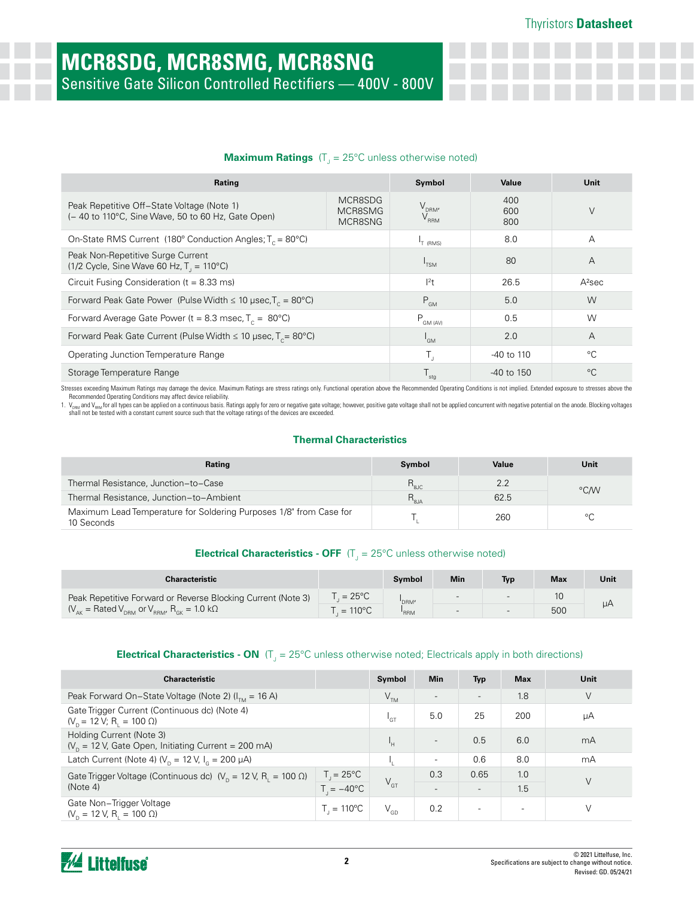# MCR8SDG, MCR8SMG, MCR8SNG

Sensitive Gate Silicon Controlled Rectifiers — 400V - 800V

### Maximum Ratings ($T_J$ = 25°C unless otherwise noted)

| Rating | | Symbol | Value | Unit |
|---|---|---|---|---|
| Peak Repetitive Off–State Voltage (Note 1) (– 40 to 110°C, Sine Wave, 50 to 60 Hz, Gate Open) | MCR8SDG<br>MCR8SMG<br>MCR8SNG | $V_{DRM}$, $V_{RRM}$ | 400<br>600<br>800 | V |
| On-State RMS Current (180º Conduction Angles; $T_C$ = 80°C) | | $I_{T\ (RMS)}$ | 8.0 | A |
| Peak Non-Repetitive Surge Current (1/2 Cycle, Sine Wave 60 Hz, $T_J$ = 110°C) | | $I_{TSM}$ | 80 | A |
| Circuit Fusing Consideration (t = 8.33 ms) | | $I^2t$ | 26.5 | $A^2$sec |
| Forward Peak Gate Power (Pulse Width ≤ 10 μsec, $T_C$ = 80°C) | | $P_{GM}$ | 5.0 | W |
| Forward Average Gate Power (t = 8.3 msec, $T_C$ = 80°C) | | $P_{GM\ (AV)}$ | 0.5 | W |
| Forward Peak Gate Current (Pulse Width ≤ 10 μsec, $T_C$= 80°C) | | $I_{GM}$ | 2.0 | A |
| Operating Junction Temperature Range | | $T_J$ | -40 to 110 | °C |
| Storage Temperature Range | | $T_{stg}$ | -40 to 150 | °C |

Stresses exceeding Maximum Ratings may damage the device. Maximum Ratings are stress ratings only. Functional operation above the Recommended Operating Conditions is not implied. Extended exposure to stresses above the Recommended Operating Conditions may affect device reliability.

1. $V_{DRM}$ and $V_{RRM}$ for all types can be applied on a continuous basis. Ratings apply for zero or negative gate voltage; however, positive gate voltage shall not be applied concurrent with negative potential on the anode. Blocking voltages shall not be tested with a constant current source such that the voltage ratings of the devices are exceeded.

### Thermal Characteristics

| Rating | Symbol | Value | Unit |
|---|---|---|---|
| Thermal Resistance, Junction–to–Case | $R_{\theta JC}$ | 2.2 | °C/W |
| Thermal Resistance, Junction–to–Ambient | $R_{\theta JA}$ | 62.5 | °C/W |
| Maximum Lead Temperature for Soldering Purposes 1/8" from Case for 10 Seconds | $T_L$ | 260 | °C |

### Electrical Characteristics - OFF ($T_J$ = 25°C unless otherwise noted)

| Characteristic | | Symbol | Min | Typ | Max | Unit |
|---|---|---|---|---|---|---|
| Peak Repetitive Forward or Reverse Blocking Current (Note 3) ($V_{AK}$ = Rated $V_{DRM}$ or $V_{RRM}$, $R_{GK}$ = 1.0 kΩ | $T_J$ = 25°C | $I_{DRM}$, $I_{RRM}$ | - | - | 10 | μA |
| | $T_J$ = 110°C | | - | - | 500 | |

### Electrical Characteristics - ON ($T_J$ = 25°C unless otherwise noted; Electricals apply in both directions)

| Characteristic | | Symbol | Min | Typ | Max | Unit |
|---|---|---|---|---|---|---|
| Peak Forward On–State Voltage (Note 2) ($I_{TM}$ = 16 A) | | $V_{TM}$ | - | - | 1.8 | V |
| Gate Trigger Current (Continuous dc) (Note 4) ($V_D$ = 12 V; $R_L$ = 100 Ω) | | $I_{GT}$ | 5.0 | 25 | 200 | μA |
| Holding Current (Note 3) ($V_D$ = 12 V, Gate Open, Initiating Current = 200 mA) | | $I_H$ | - | 0.5 | 6.0 | mA |
| Latch Current (Note 4) ($V_D$ = 12 V, $I_G$ = 200 μA) | | $I_L$ | - | 0.6 | 8.0 | mA |
| Gate Trigger Voltage (Continuous dc) ($V_D$ = 12 V, $R_L$ = 100 Ω) (Note 4) | $T_J$ = 25°C | $V_{GT}$ | 0.3 | 0.65 | 1.0 | V |
| | $T_J$ = −40°C | | - | - | 1.5 | |
| Gate Non–Trigger Voltage ($V_D$ = 12 V, $R_L$ = 100 Ω) | $T_J$ = 110ºC | $V_{GD}$ | 0.2 | - | - | V |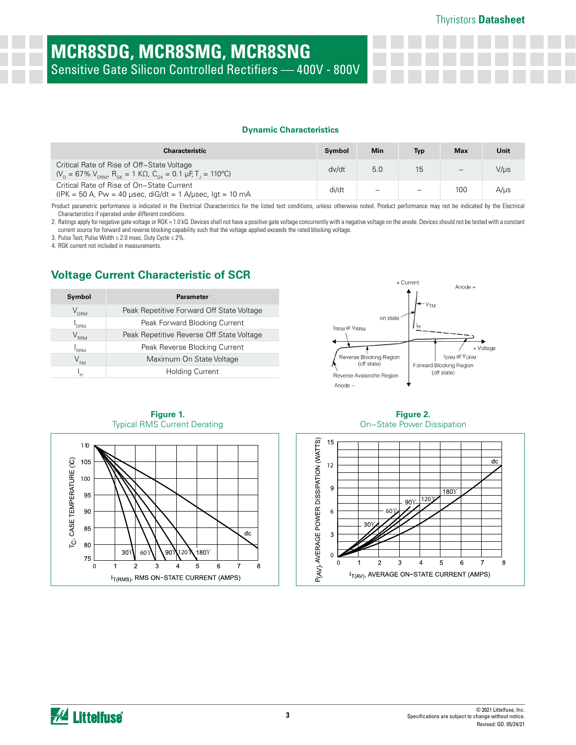# MCR8SDG, MCR8SMG, MCR8SNG

Sensitive Gate Silicon Controlled Rectifiers — 400V - 800V

### Dynamic Characteristics

| Characteristic | Symbol | Min | Typ | Max | Unit |
|---|---|---|---|---|---|
| Critical Rate of Rise of Off–State Voltage ($V_D$ = 67% $V_{DRM}$, $R_{GK}$ = 1 KΩ, $C_{GK}$ = 0.1 µF, $T_J$ = 110°C) | dv/dt | 5.0 | 15 | – | V/µs |
| Critical Rate of Rise of On–State Current (IPK = 50 A, Pw = 40 µsec, diG/dt = 1 A/µsec, Igt = 10 mA | di/dt | – | – | 100 | A/µs |

Product parametric performance is indicated in the Electrical Characteristics for the listed test conditions, unless otherwise noted. Product performance may not be indicated by the Electrical Characteristics if operated under different conditions.

2. Ratings apply for negative gate voltage or RGK = 1.0 kΩ. Devices shall not have a positive gate voltage concurrently with a negative voltage on the anode. Devices should not be tested with a constant current source for forward and reverse blocking capability such that the voltage applied exceeds the rated blocking voltage.
3. Pulse Test; Pulse Width ≤ 2.0 msec, Duty Cycle ≤ 2%.
4. RGK current not included in measurements.

## Voltage Current Characteristic of SCR

| Symbol | Parameter |
|---|---|
| $V_{DRM}$ | Peak Repetitive Forward Off State Voltage |
| $I_{DRM}$ | Peak Forward Blocking Current |
| $V_{RRM}$ | Peak Repetitive Reverse Off State Voltage |
| $I_{RRM}$ | Peak Reverse Blocking Current |
| $V_{TM}$ | Maximum On State Voltage |
| $I_H$ | Holding Current |

**Figure 1.** Typical RMS Current Derating

**Figure 2.** On–State Power Dissipation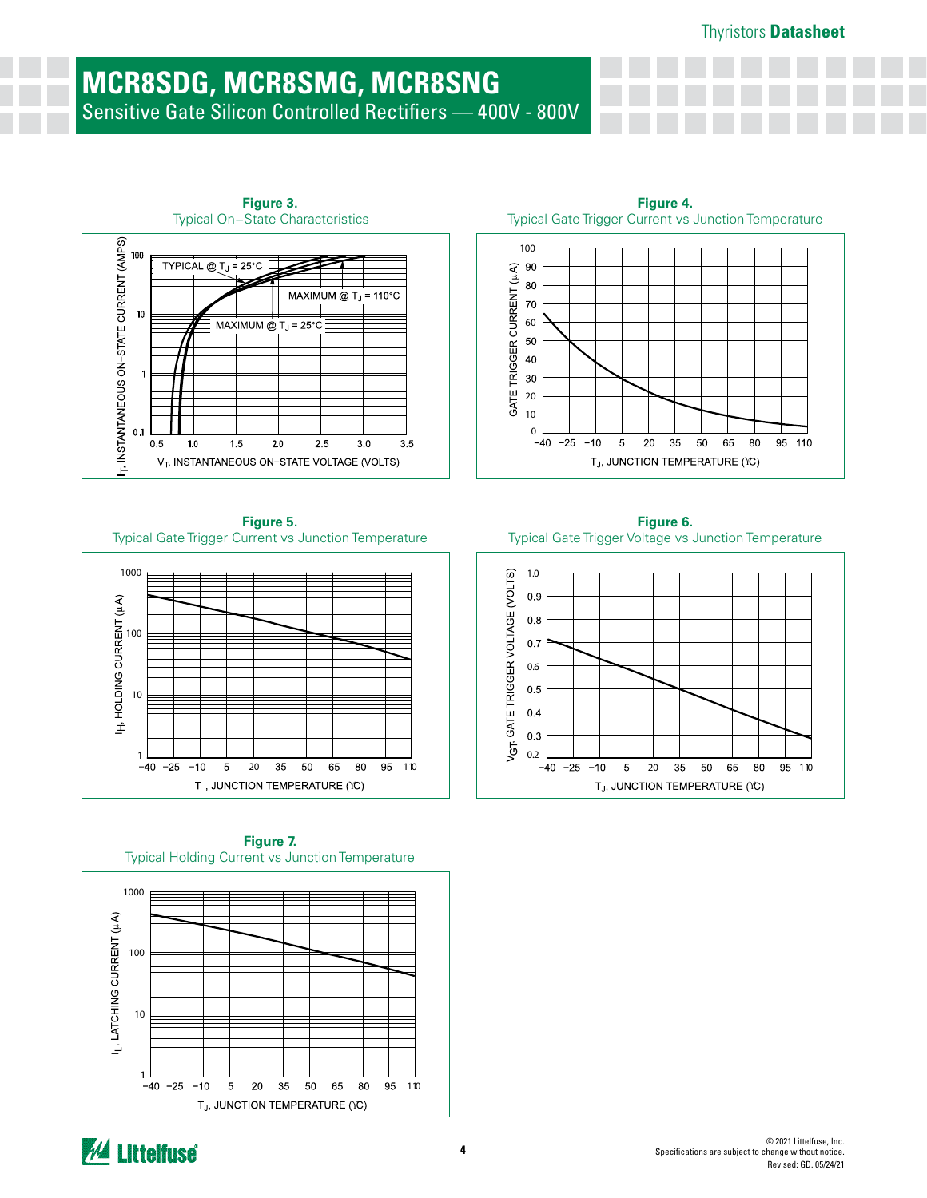**Figure 3.** Typical On−State Characteristics

$I_T$, INSTANTANEOUS ON−STATE CURRENT (AMPS)

TYPICAL @ $T_J$ = 25°C

MAXIMUM @ $T_J$ = 110°C

MAXIMUM @ $T_J$ = 25°C

$V_T$, INSTANTANEOUS ON−STATE VOLTAGE (VOLTS)

**Figure 4.** Typical Gate Trigger Current vs Junction Temperature

GATE TRIGGER CURRENT (μA)

$T_J$, JUNCTION TEMPERATURE (°C)

**Figure 5.** Typical Gate Trigger Current vs Junction Temperature

$I_H$, HOLDING CURRENT (μA)

T , JUNCTION TEMPERATURE (°C)

**Figure 6.** Typical Gate Trigger Voltage vs Junction Temperature

$V_{GT}$, GATE TRIGGER VOLTAGE (VOLTS)

$T_J$, JUNCTION TEMPERATURE (°C)

**Figure 7.** Typical Holding Current vs Junction Temperature

$I_L$, LATCHING CURRENT (μA)

$T_J$, JUNCTION TEMPERATURE (°C)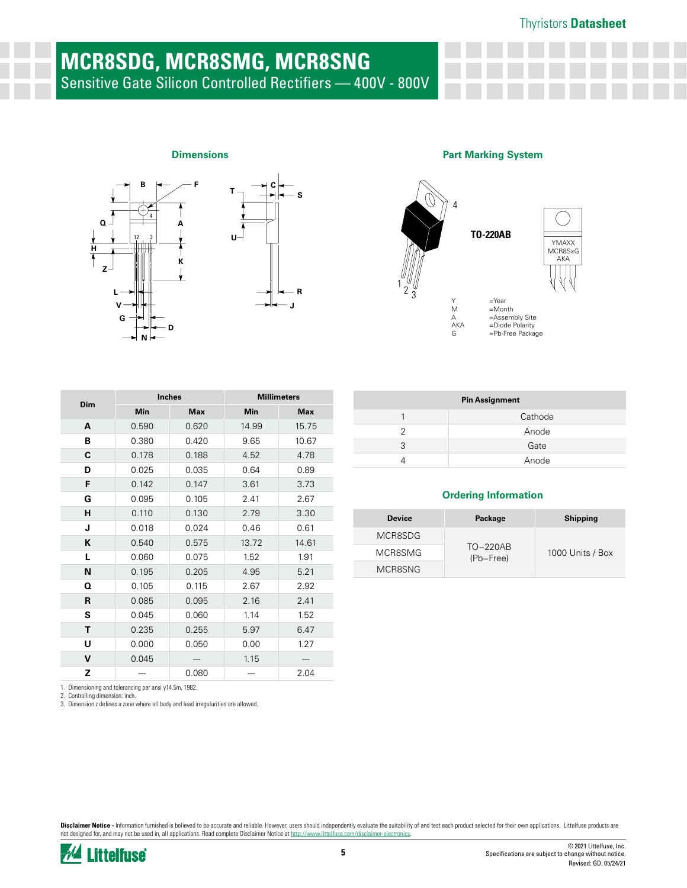# MCR8SDG, MCR8SMG, MCR8SNG

Sensitive Gate Silicon Controlled Rectifiers — 400V - 800V

## Dimensions

B F T C S Q A H K Z L V G D N U R J

12 3 4

## Part Marking System

TO-220AB

4

1 2 3

YMAXX
MCR8SxG
AKA

Y =Year
M =Month
A =Assembly Site
AKA =Diode Polarity
G =Pb-Free Package

| Dim | Inches | | Millimeters | |
|---|---|---|---|---|
| | Min | Max | Min | Max |
| A | 0.590 | 0.620 | 14.99 | 15.75 |
| B | 0.380 | 0.420 | 9.65 | 10.67 |
| C | 0.178 | 0.188 | 4.52 | 4.78 |
| D | 0.025 | 0.035 | 0.64 | 0.89 |
| F | 0.142 | 0.147 | 3.61 | 3.73 |
| G | 0.095 | 0.105 | 2.41 | 2.67 |
| H | 0.110 | 0.130 | 2.79 | 3.30 |
| J | 0.018 | 0.024 | 0.46 | 0.61 |
| K | 0.540 | 0.575 | 13.72 | 14.61 |
| L | 0.060 | 0.075 | 1.52 | 1.91 |
| N | 0.195 | 0.205 | 4.95 | 5.21 |
| Q | 0.105 | 0.115 | 2.67 | 2.92 |
| R | 0.085 | 0.095 | 2.16 | 2.41 |
| S | 0.045 | 0.060 | 1.14 | 1.52 |
| T | 0.235 | 0.255 | 5.97 | 6.47 |
| U | 0.000 | 0.050 | 0.00 | 1.27 |
| V | 0.045 | --- | 1.15 | --- |
| Z | --- | 0.080 | --- | 2.04 |

1. Dimensioning and tolerancing per ansi y14.5m, 1982.
2. Controlling dimension: inch.
3. Dimension z defines a zone where all body and lead irregularities are allowed.

| Pin Assignment | |
|---|---|
| 1 | Cathode |
| 2 | Anode |
| 3 | Gate |
| 4 | Anode |

## Ordering Information

| Device | Package | Shipping |
|---|---|---|
| MCR8SDG | TO−220AB (Pb−Free) | 1000 Units / Box |
| MCR8SMG | | |
| MCR8SNG | | |

**Disclaimer Notice -** Information furnished is believed to be accurate and reliable. However, users should independently evaluate the suitability of and test each product selected for their own applications. Littelfuse products are not designed for, and may not be used in, all applications. Read complete Disclaimer Notice at http://www.littelfuse.com/disclaimer-electronics.

© 2021 Littelfuse, Inc.
Specifications are subject to change without notice.
Revised: GD. 05/24/21